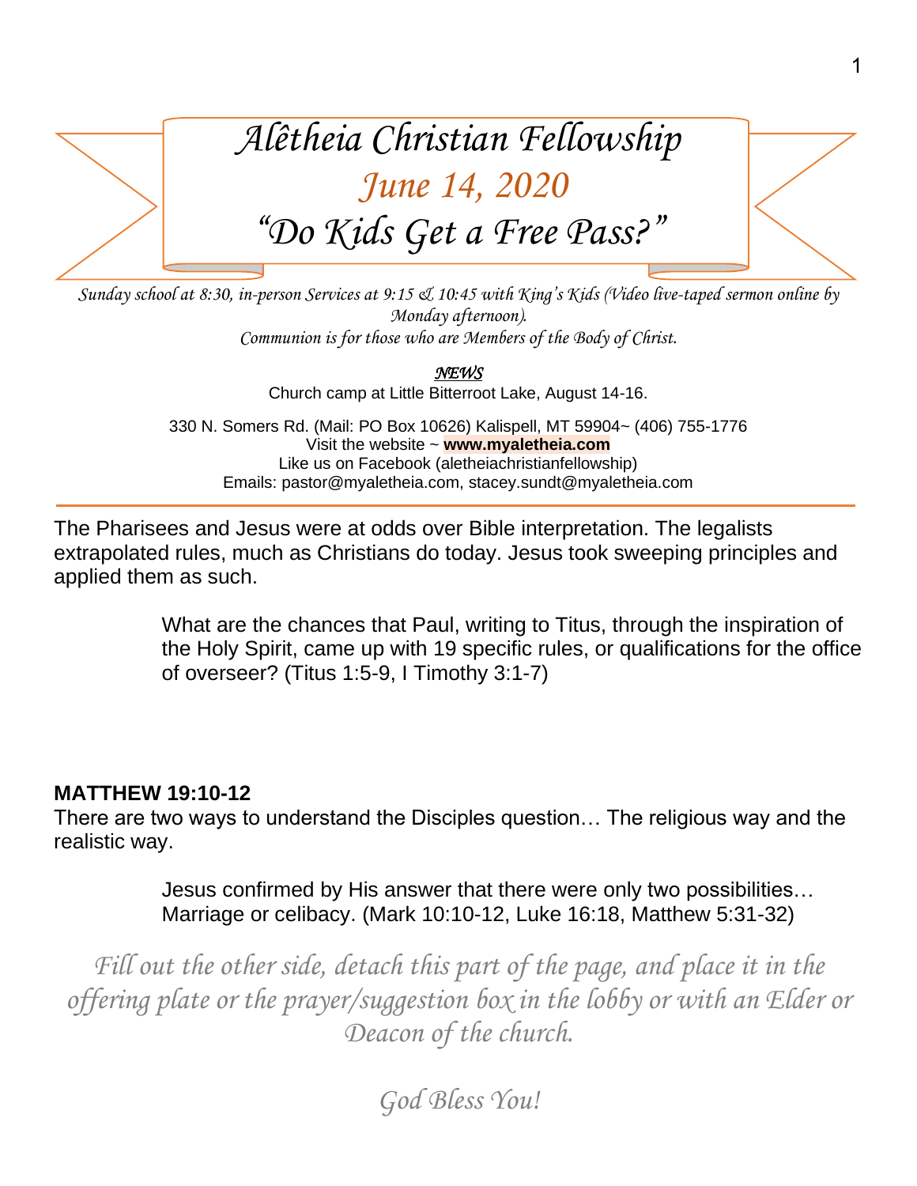# Alêtheia Christian Fellowship

## June 14, 2020

## "Do Kids Get a Free Pass?"

*Sunday school at 8:30, in-person Services at 9:15 & 10:45 with King's Kids (Video live-taped sermon online by Monday afternoon).*
*Communion is for those who are Members of the Body of Christ.*

***NEWS***

Church camp at Little Bitterroot Lake, August 14-16.

330 N. Somers Rd. (Mail: PO Box 10626) Kalispell, MT 59904~ (406) 755-1776
Visit the website ~ **www.myaletheia.com**
Like us on Facebook (aletheiachristianfellowship)
Emails: pastor@myaletheia.com, stacey.sundt@myaletheia.com

---

The Pharisees and Jesus were at odds over Bible interpretation. The legalists extrapolated rules, much as Christians do today. Jesus took sweeping principles and applied them as such.

> What are the chances that Paul, writing to Titus, through the inspiration of the Holy Spirit, came up with 19 specific rules, or qualifications for the office of overseer? (Titus 1:5-9, I Timothy 3:1-7)

**MATTHEW 19:10-12**

There are two ways to understand the Disciples question… The religious way and the realistic way.

> Jesus confirmed by His answer that there were only two possibilities… Marriage or celibacy. (Mark 10:10-12, Luke 16:18, Matthew 5:31-32)

*Fill out the other side, detach this part of the page, and place it in the offering plate or the prayer/suggestion box in the lobby or with an Elder or Deacon of the church.*

*God Bless You!*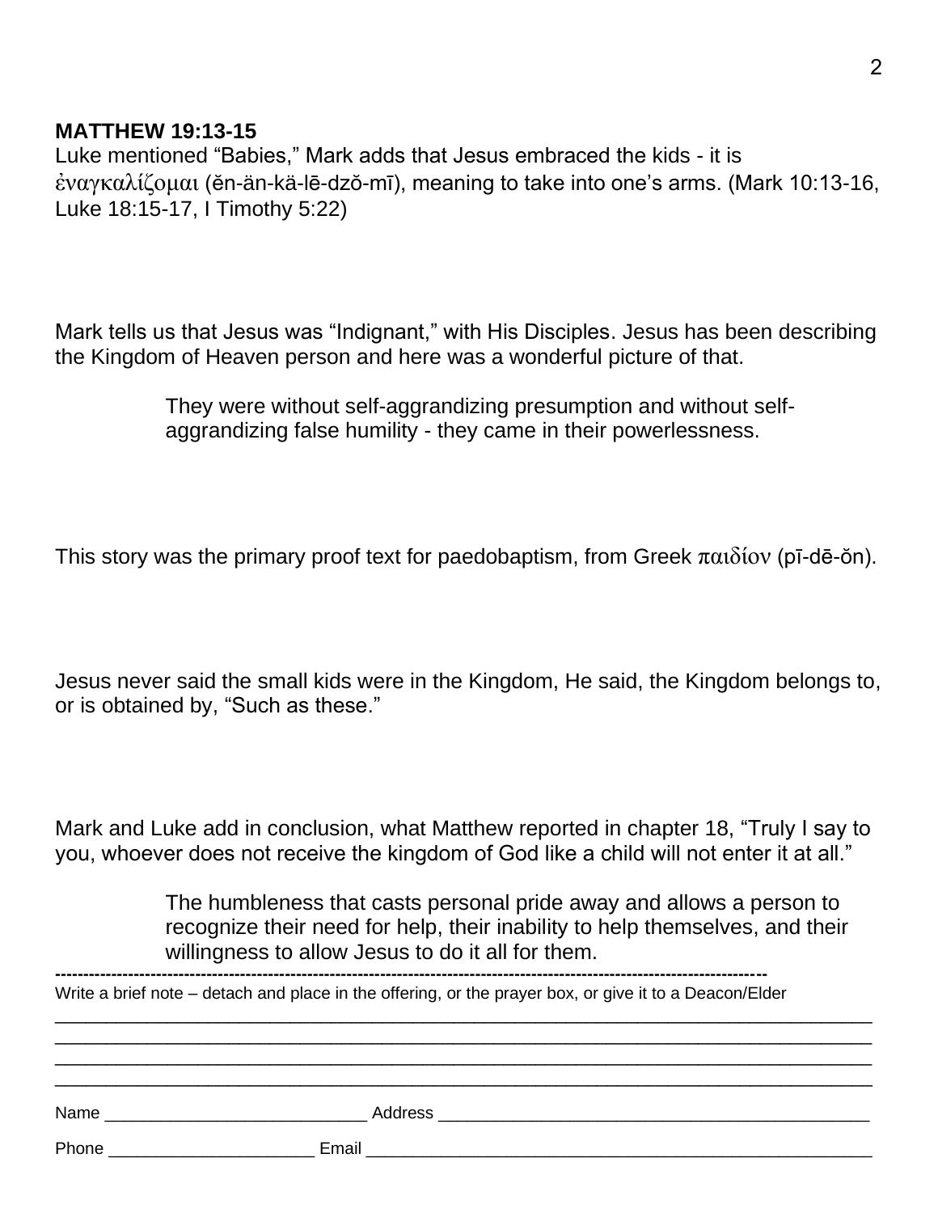**MATTHEW 19:13-15**

Luke mentioned "Babies," Mark adds that Jesus embraced the kids - it is ἐναγκαλίζομαι (ĕn-än-kä-lē-dzŏ-mī), meaning to take into one's arms. (Mark 10:13-16, Luke 18:15-17, I Timothy 5:22)

Mark tells us that Jesus was "Indignant," with His Disciples. Jesus has been describing the Kingdom of Heaven person and here was a wonderful picture of that.

> They were without self-aggrandizing presumption and without self-aggrandizing false humility - they came in their powerlessness.

This story was the primary proof text for paedobaptism, from Greek παιδίον (pī-dē-ŏn).

Jesus never said the small kids were in the Kingdom, He said, the Kingdom belongs to, or is obtained by, "Such as these."

Mark and Luke add in conclusion, what Matthew reported in chapter 18, "Truly I say to you, whoever does not receive the kingdom of God like a child will not enter it at all."

> The humbleness that casts personal pride away and allows a person to recognize their need for help, their inability to help themselves, and their willingness to allow Jesus to do it all for them.

---

Write a brief note – detach and place in the offering, or the prayer box, or give it to a Deacon/Elder

\_\_\_\_\_\_\_\_\_\_\_\_\_\_\_\_\_\_\_\_\_\_\_\_\_\_\_\_\_\_\_\_\_\_\_\_\_\_\_\_\_\_\_\_\_\_\_\_\_\_\_\_\_\_\_\_\_\_\_\_\_\_\_\_\_\_\_\_\_\_\_\_\_\_\_\_\_\_
\_\_\_\_\_\_\_\_\_\_\_\_\_\_\_\_\_\_\_\_\_\_\_\_\_\_\_\_\_\_\_\_\_\_\_\_\_\_\_\_\_\_\_\_\_\_\_\_\_\_\_\_\_\_\_\_\_\_\_\_\_\_\_\_\_\_\_\_\_\_\_\_\_\_\_\_\_\_
\_\_\_\_\_\_\_\_\_\_\_\_\_\_\_\_\_\_\_\_\_\_\_\_\_\_\_\_\_\_\_\_\_\_\_\_\_\_\_\_\_\_\_\_\_\_\_\_\_\_\_\_\_\_\_\_\_\_\_\_\_\_\_\_\_\_\_\_\_\_\_\_\_\_\_\_\_\_
\_\_\_\_\_\_\_\_\_\_\_\_\_\_\_\_\_\_\_\_\_\_\_\_\_\_\_\_\_\_\_\_\_\_\_\_\_\_\_\_\_\_\_\_\_\_\_\_\_\_\_\_\_\_\_\_\_\_\_\_\_\_\_\_\_\_\_\_\_\_\_\_\_\_\_\_\_\_

Name \_\_\_\_\_\_\_\_\_\_\_\_\_\_\_\_\_\_\_\_\_\_\_\_\_\_\_\_ Address \_\_\_\_\_\_\_\_\_\_\_\_\_\_\_\_\_\_\_\_\_\_\_\_\_\_\_\_\_\_\_\_\_\_\_\_\_\_\_\_\_\_\_\_

Phone \_\_\_\_\_\_\_\_\_\_\_\_\_\_\_\_\_\_\_\_\_\_ Email \_\_\_\_\_\_\_\_\_\_\_\_\_\_\_\_\_\_\_\_\_\_\_\_\_\_\_\_\_\_\_\_\_\_\_\_\_\_\_\_\_\_\_\_\_\_\_\_\_\_\_\_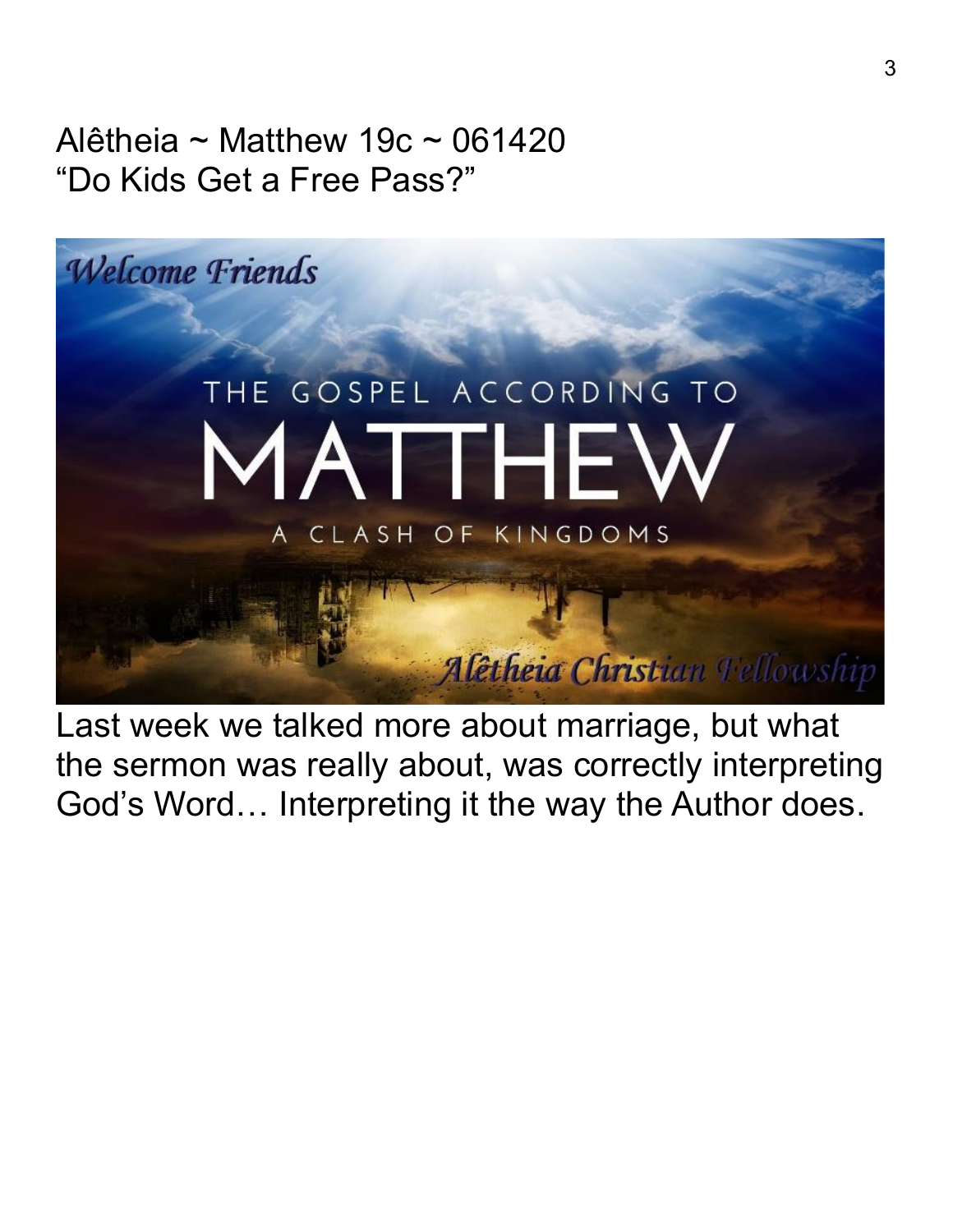Alêtheia ~ Matthew 19c ~ 061420
"Do Kids Get a Free Pass?"

Last week we talked more about marriage, but what the sermon was really about, was correctly interpreting God's Word… Interpreting it the way the Author does.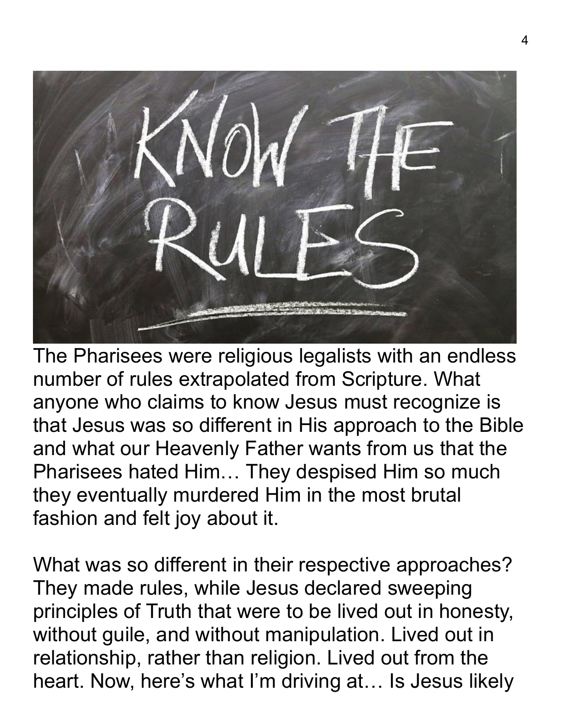The Pharisees were religious legalists with an endless number of rules extrapolated from Scripture. What anyone who claims to know Jesus must recognize is that Jesus was so different in His approach to the Bible and what our Heavenly Father wants from us that the Pharisees hated Him… They despised Him so much they eventually murdered Him in the most brutal fashion and felt joy about it.

What was so different in their respective approaches? They made rules, while Jesus declared sweeping principles of Truth that were to be lived out in honesty, without guile, and without manipulation. Lived out in relationship, rather than religion. Lived out from the heart. Now, here's what I'm driving at… Is Jesus likely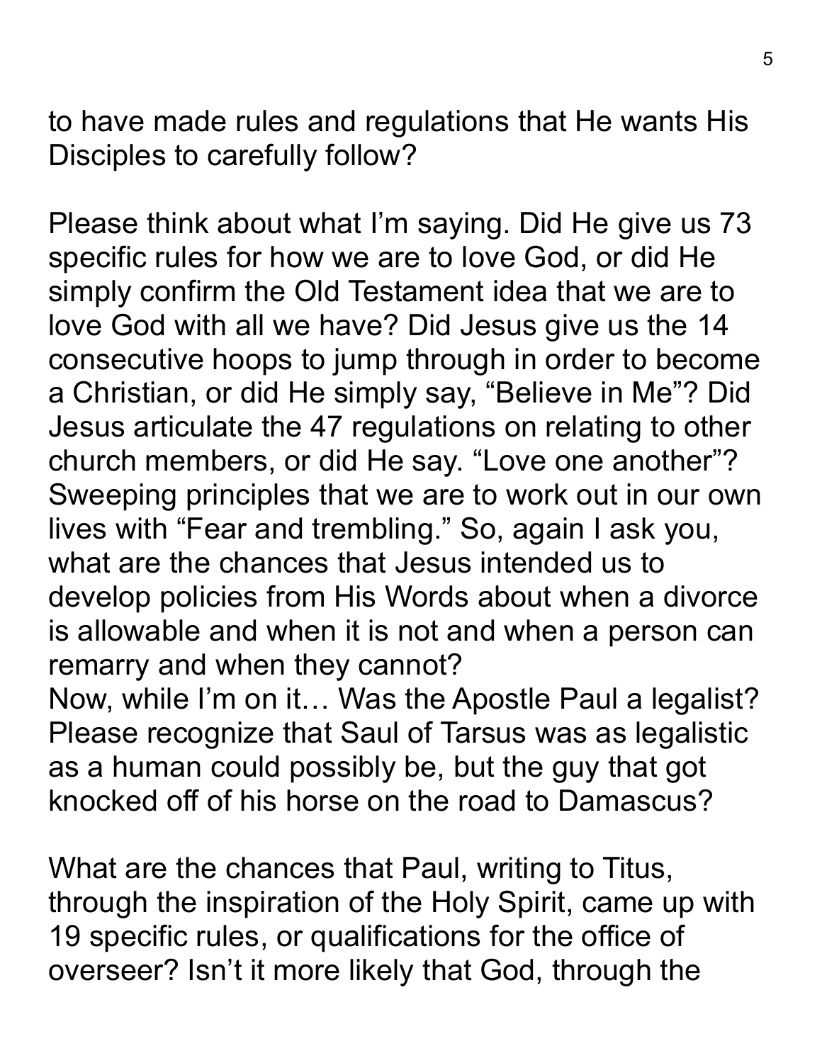to have made rules and regulations that He wants His Disciples to carefully follow?

Please think about what I'm saying. Did He give us 73 specific rules for how we are to love God, or did He simply confirm the Old Testament idea that we are to love God with all we have? Did Jesus give us the 14 consecutive hoops to jump through in order to become a Christian, or did He simply say, "Believe in Me"? Did Jesus articulate the 47 regulations on relating to other church members, or did He say. "Love one another"? Sweeping principles that we are to work out in our own lives with "Fear and trembling." So, again I ask you, what are the chances that Jesus intended us to develop policies from His Words about when a divorce is allowable and when it is not and when a person can remarry and when they cannot?
Now, while I'm on it… Was the Apostle Paul a legalist? Please recognize that Saul of Tarsus was as legalistic as a human could possibly be, but the guy that got knocked off of his horse on the road to Damascus?

What are the chances that Paul, writing to Titus, through the inspiration of the Holy Spirit, came up with 19 specific rules, or qualifications for the office of overseer? Isn't it more likely that God, through the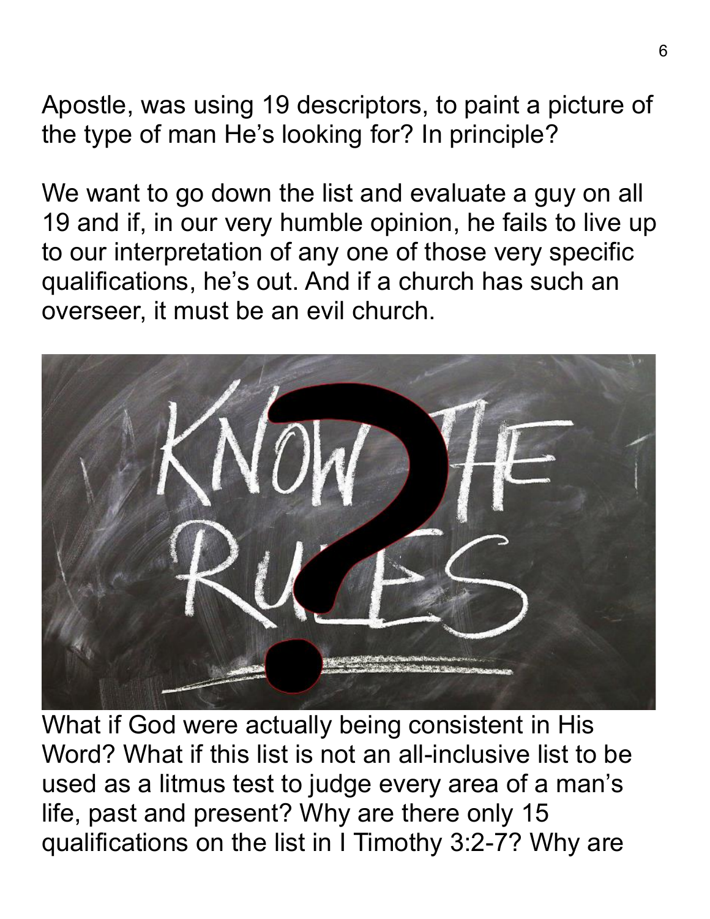Apostle, was using 19 descriptors, to paint a picture of the type of man He's looking for? In principle?

We want to go down the list and evaluate a guy on all 19 and if, in our very humble opinion, he fails to live up to our interpretation of any one of those very specific qualifications, he's out. And if a church has such an overseer, it must be an evil church.

What if God were actually being consistent in His Word? What if this list is not an all-inclusive list to be used as a litmus test to judge every area of a man's life, past and present? Why are there only 15 qualifications on the list in I Timothy 3:2-7? Why are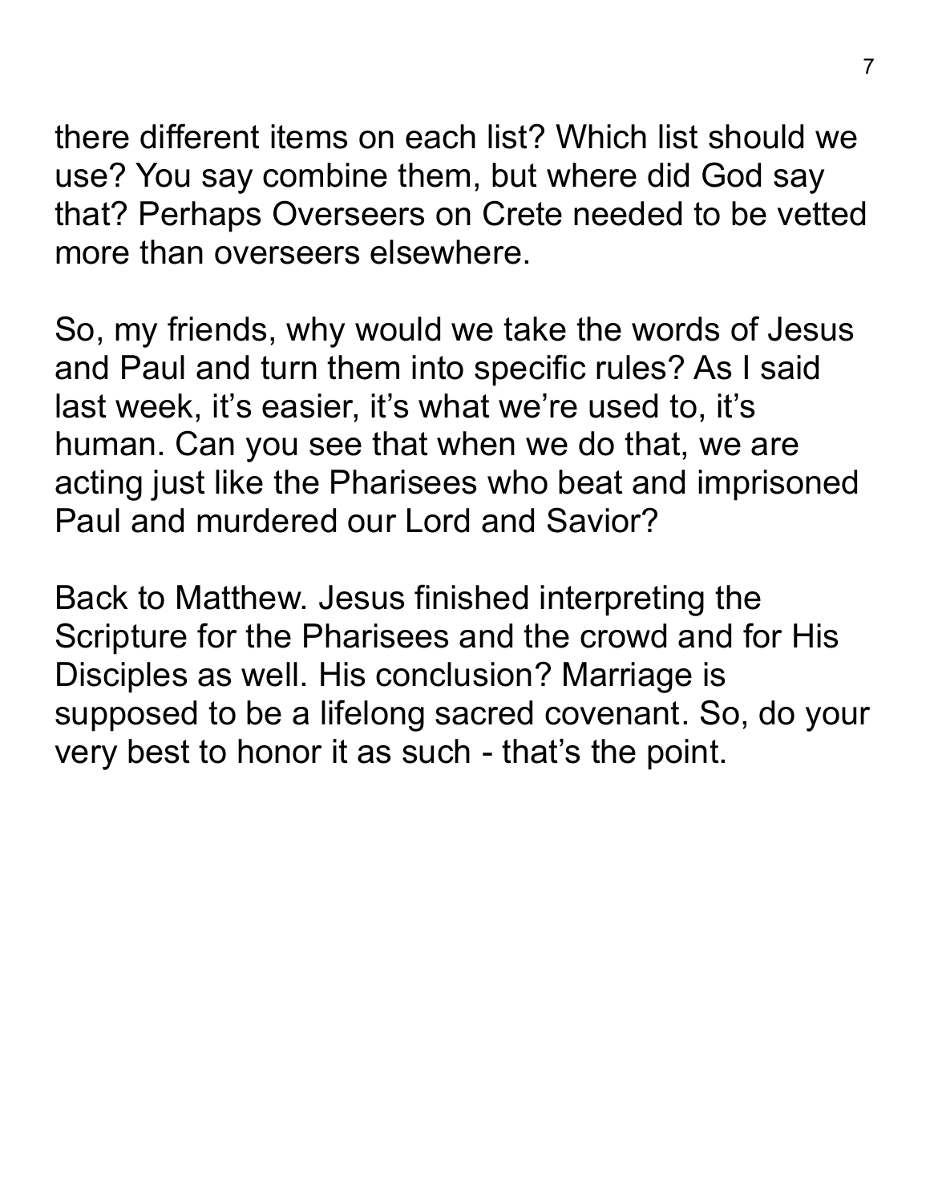there different items on each list? Which list should we use? You say combine them, but where did God say that? Perhaps Overseers on Crete needed to be vetted more than overseers elsewhere.

So, my friends, why would we take the words of Jesus and Paul and turn them into specific rules? As I said last week, it's easier, it's what we're used to, it's human. Can you see that when we do that, we are acting just like the Pharisees who beat and imprisoned Paul and murdered our Lord and Savior?

Back to Matthew. Jesus finished interpreting the Scripture for the Pharisees and the crowd and for His Disciples as well. His conclusion? Marriage is supposed to be a lifelong sacred covenant. So, do your very best to honor it as such - that's the point.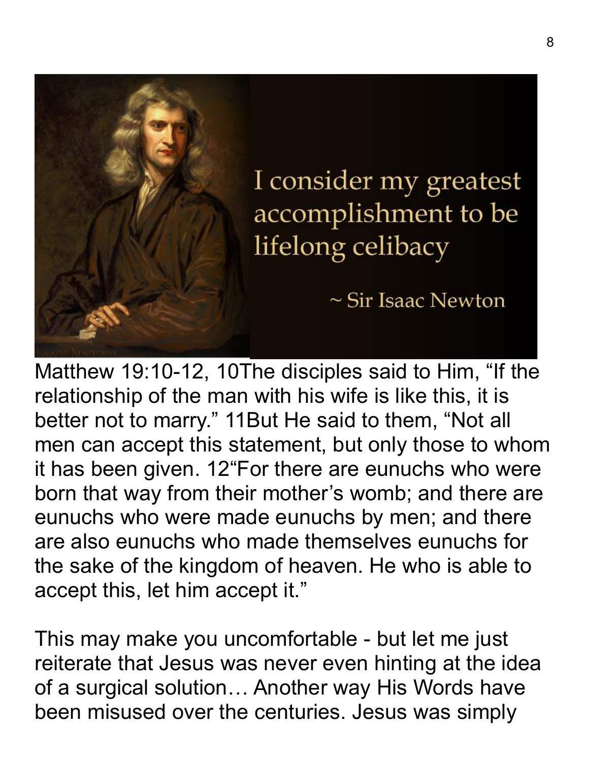> I consider my greatest accomplishment to be lifelong celibacy
>
> ~ Sir Isaac Newton

Matthew 19:10-12, 10The disciples said to Him, “If the relationship of the man with his wife is like this, it is better not to marry.” 11But He said to them, “Not all men can accept this statement, but only those to whom it has been given. 12“For there are eunuchs who were born that way from their mother’s womb; and there are eunuchs who were made eunuchs by men; and there are also eunuchs who made themselves eunuchs for the sake of the kingdom of heaven. He who is able to accept this, let him accept it.”

This may make you uncomfortable - but let me just reiterate that Jesus was never even hinting at the idea of a surgical solution… Another way His Words have been misused over the centuries. Jesus was simply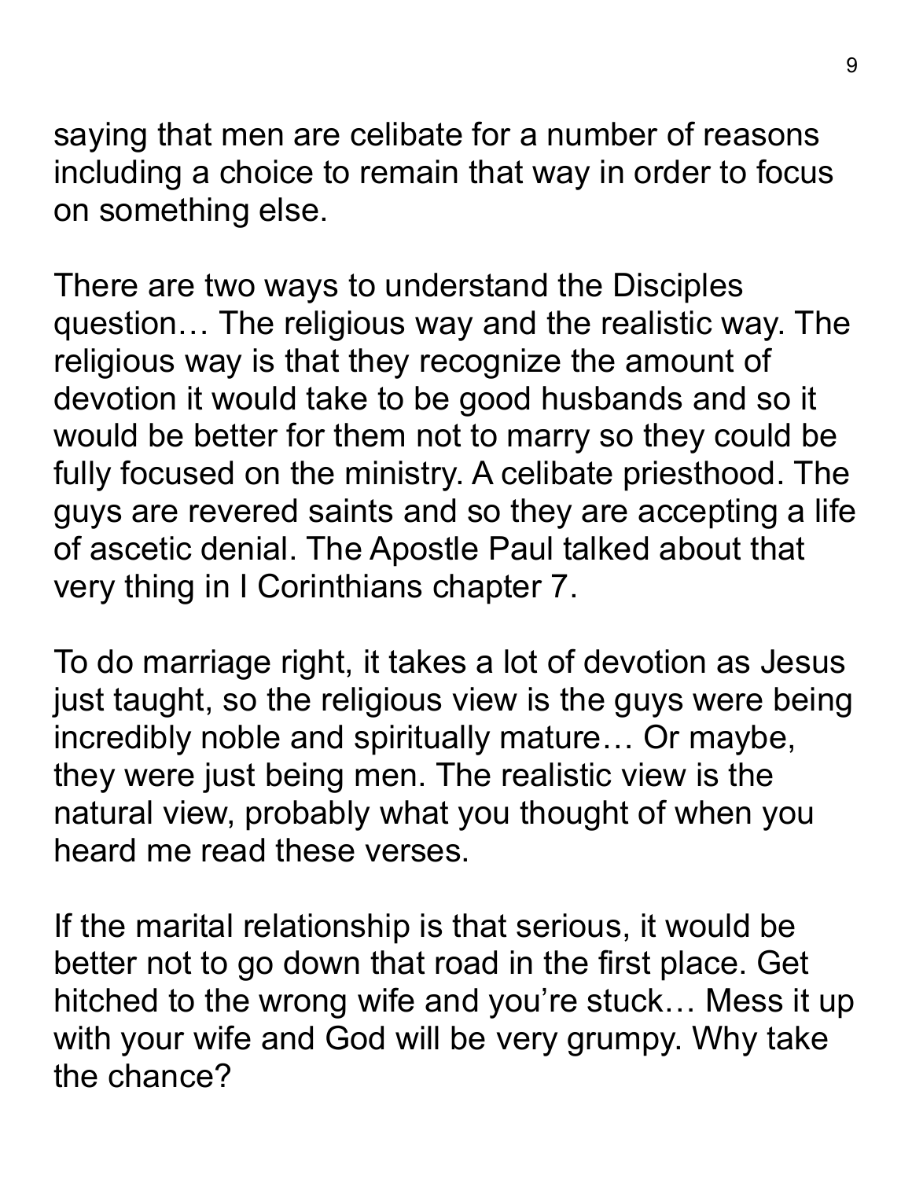saying that men are celibate for a number of reasons including a choice to remain that way in order to focus on something else.

There are two ways to understand the Disciples question… The religious way and the realistic way. The religious way is that they recognize the amount of devotion it would take to be good husbands and so it would be better for them not to marry so they could be fully focused on the ministry. A celibate priesthood. The guys are revered saints and so they are accepting a life of ascetic denial. The Apostle Paul talked about that very thing in I Corinthians chapter 7.

To do marriage right, it takes a lot of devotion as Jesus just taught, so the religious view is the guys were being incredibly noble and spiritually mature… Or maybe, they were just being men. The realistic view is the natural view, probably what you thought of when you heard me read these verses.

If the marital relationship is that serious, it would be better not to go down that road in the first place. Get hitched to the wrong wife and you're stuck… Mess it up with your wife and God will be very grumpy. Why take the chance?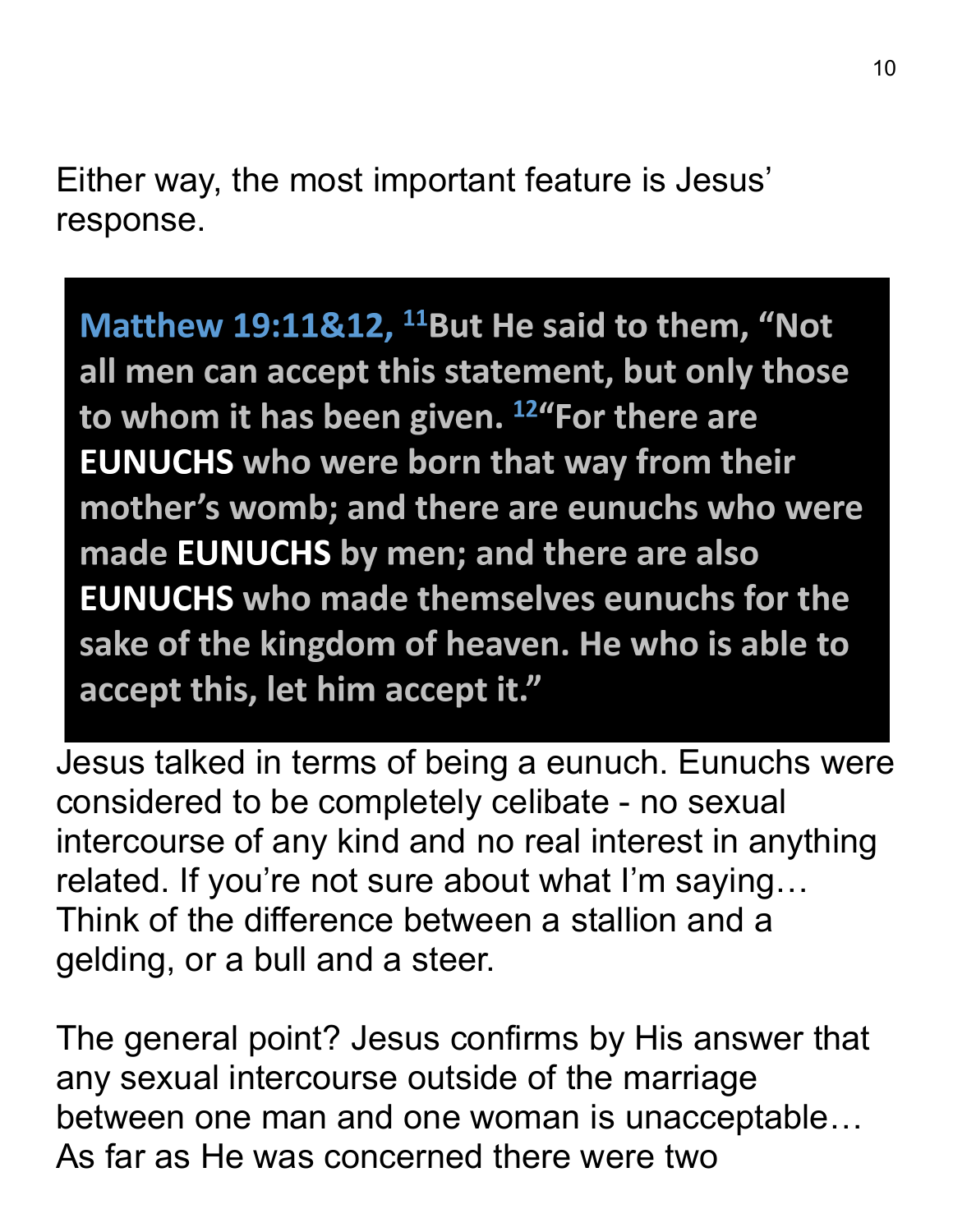Either way, the most important feature is Jesus' response.

> **Matthew 19:11&12,** [11]**But He said to them, "Not all men can accept this statement, but only those to whom it has been given.** [12]**"For there are EUNUCHS who were born that way from their mother's womb; and there are eunuchs who were made EUNUCHS by men; and there are also EUNUCHS who made themselves eunuchs for the sake of the kingdom of heaven. He who is able to accept this, let him accept it."**

Jesus talked in terms of being a eunuch. Eunuchs were considered to be completely celibate - no sexual intercourse of any kind and no real interest in anything related. If you're not sure about what I'm saying… Think of the difference between a stallion and a gelding, or a bull and a steer.

The general point? Jesus confirms by His answer that any sexual intercourse outside of the marriage between one man and one woman is unacceptable… As far as He was concerned there were two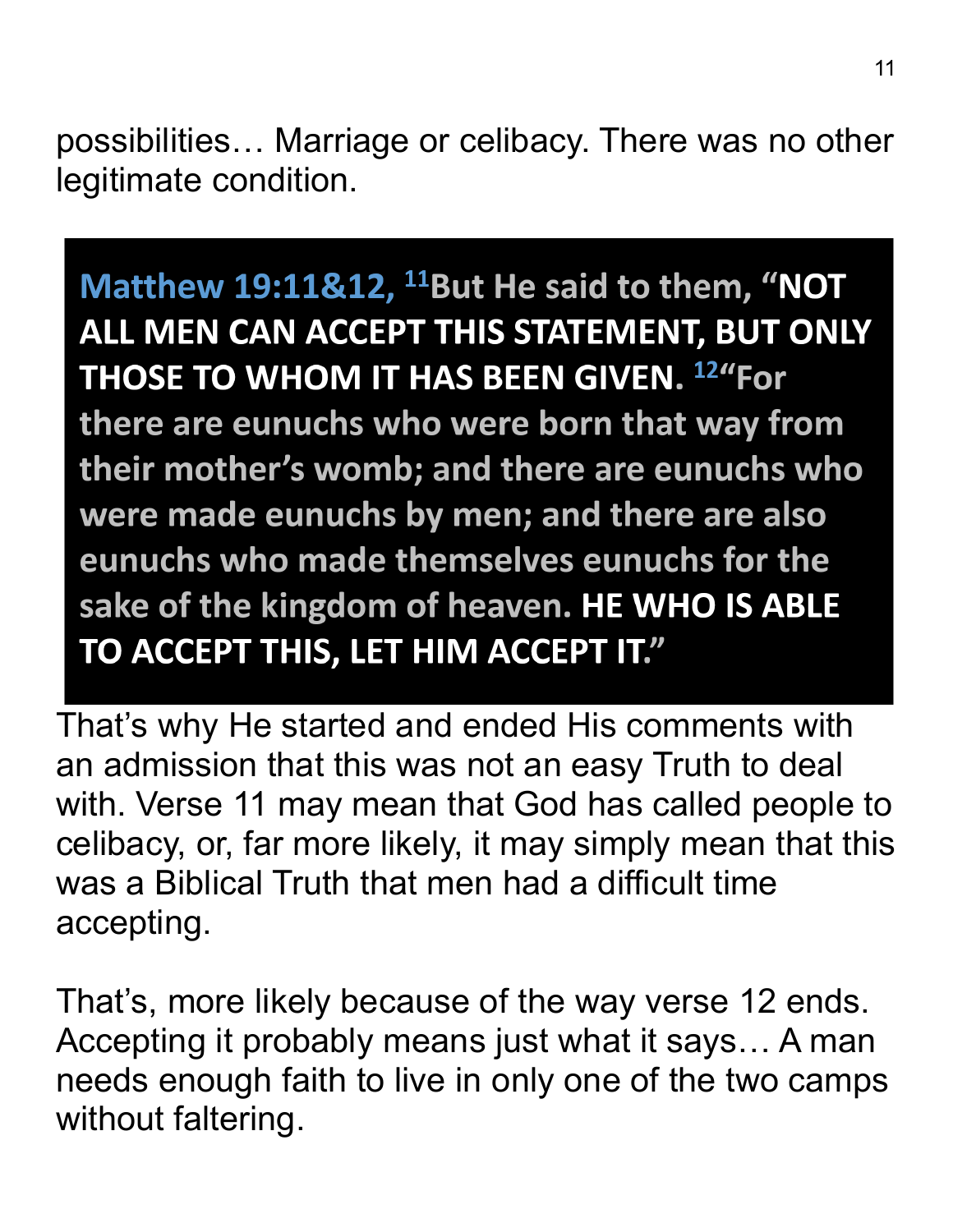possibilities… Marriage or celibacy. There was no other legitimate condition.

> **Matthew 19:11&12,** [11]**But He said to them, "NOT ALL MEN CAN ACCEPT THIS STATEMENT, BUT ONLY THOSE TO WHOM IT HAS BEEN GIVEN.** [12]**"For there are eunuchs who were born that way from their mother's womb; and there are eunuchs who were made eunuchs by men; and there are also eunuchs who made themselves eunuchs for the sake of the kingdom of heaven. HE WHO IS ABLE TO ACCEPT THIS, LET HIM ACCEPT IT."**

That's why He started and ended His comments with an admission that this was not an easy Truth to deal with. Verse 11 may mean that God has called people to celibacy, or, far more likely, it may simply mean that this was a Biblical Truth that men had a difficult time accepting.

That's, more likely because of the way verse 12 ends. Accepting it probably means just what it says… A man needs enough faith to live in only one of the two camps without faltering.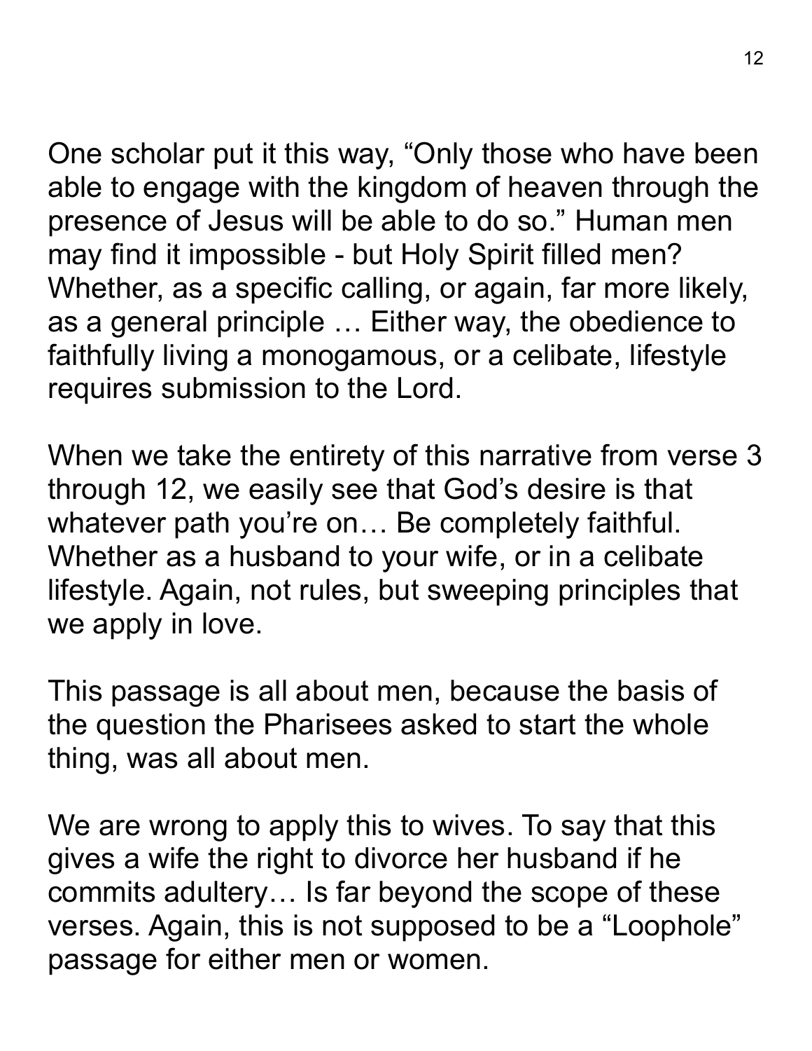One scholar put it this way, “Only those who have been able to engage with the kingdom of heaven through the presence of Jesus will be able to do so.” Human men may find it impossible - but Holy Spirit filled men? Whether, as a specific calling, or again, far more likely, as a general principle … Either way, the obedience to faithfully living a monogamous, or a celibate, lifestyle requires submission to the Lord.

When we take the entirety of this narrative from verse 3 through 12, we easily see that God’s desire is that whatever path you’re on… Be completely faithful. Whether as a husband to your wife, or in a celibate lifestyle. Again, not rules, but sweeping principles that we apply in love.

This passage is all about men, because the basis of the question the Pharisees asked to start the whole thing, was all about men.

We are wrong to apply this to wives. To say that this gives a wife the right to divorce her husband if he commits adultery… Is far beyond the scope of these verses. Again, this is not supposed to be a “Loophole” passage for either men or women.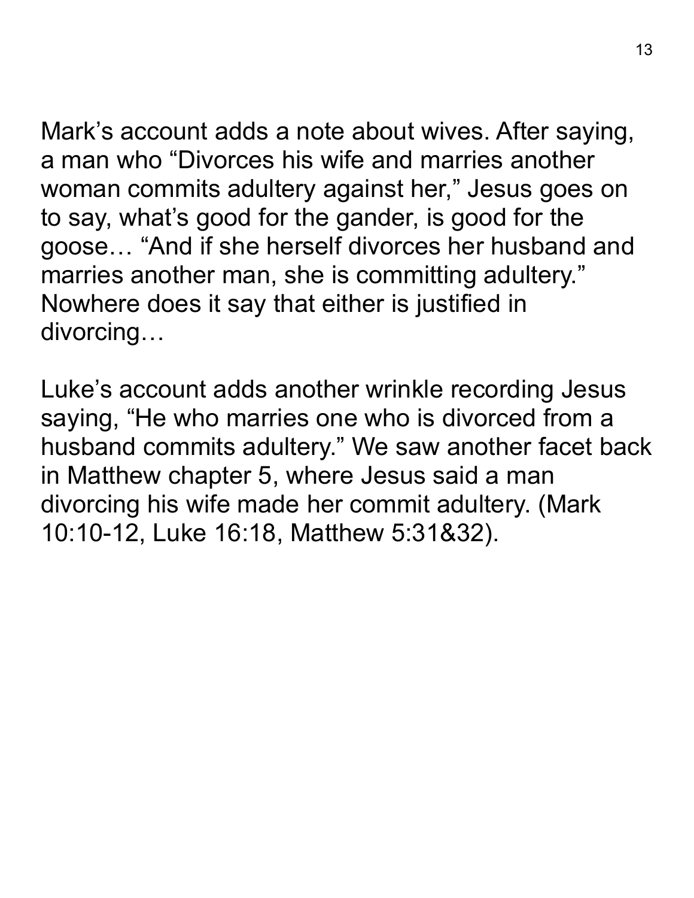Mark's account adds a note about wives. After saying, a man who "Divorces his wife and marries another woman commits adultery against her," Jesus goes on to say, what's good for the gander, is good for the goose… "And if she herself divorces her husband and marries another man, she is committing adultery." Nowhere does it say that either is justified in divorcing…

Luke's account adds another wrinkle recording Jesus saying, "He who marries one who is divorced from a husband commits adultery." We saw another facet back in Matthew chapter 5, where Jesus said a man divorcing his wife made her commit adultery. (Mark 10:10-12, Luke 16:18, Matthew 5:31&32).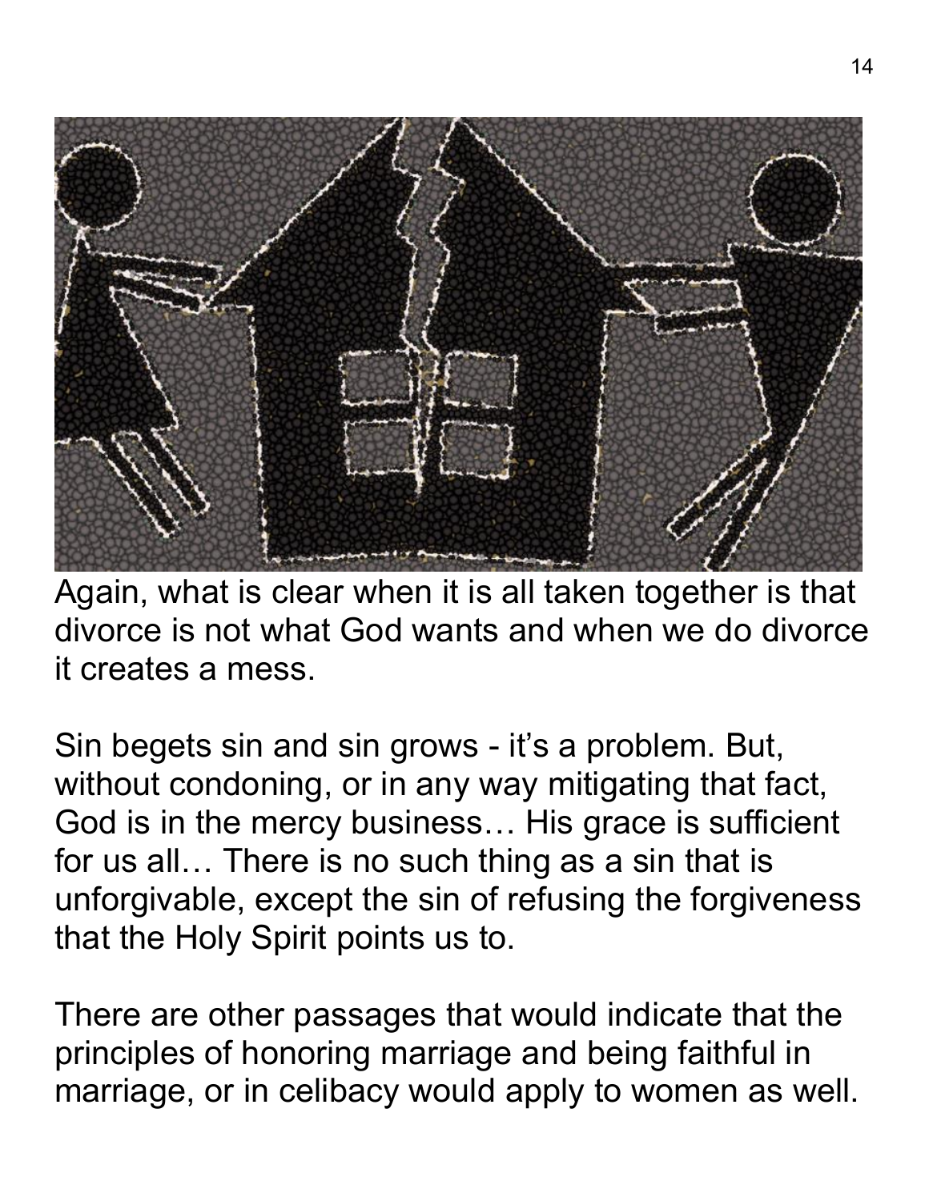Again, what is clear when it is all taken together is that divorce is not what God wants and when we do divorce it creates a mess.

Sin begets sin and sin grows - it's a problem. But, without condoning, or in any way mitigating that fact, God is in the mercy business… His grace is sufficient for us all… There is no such thing as a sin that is unforgivable, except the sin of refusing the forgiveness that the Holy Spirit points us to.

There are other passages that would indicate that the principles of honoring marriage and being faithful in marriage, or in celibacy would apply to women as well.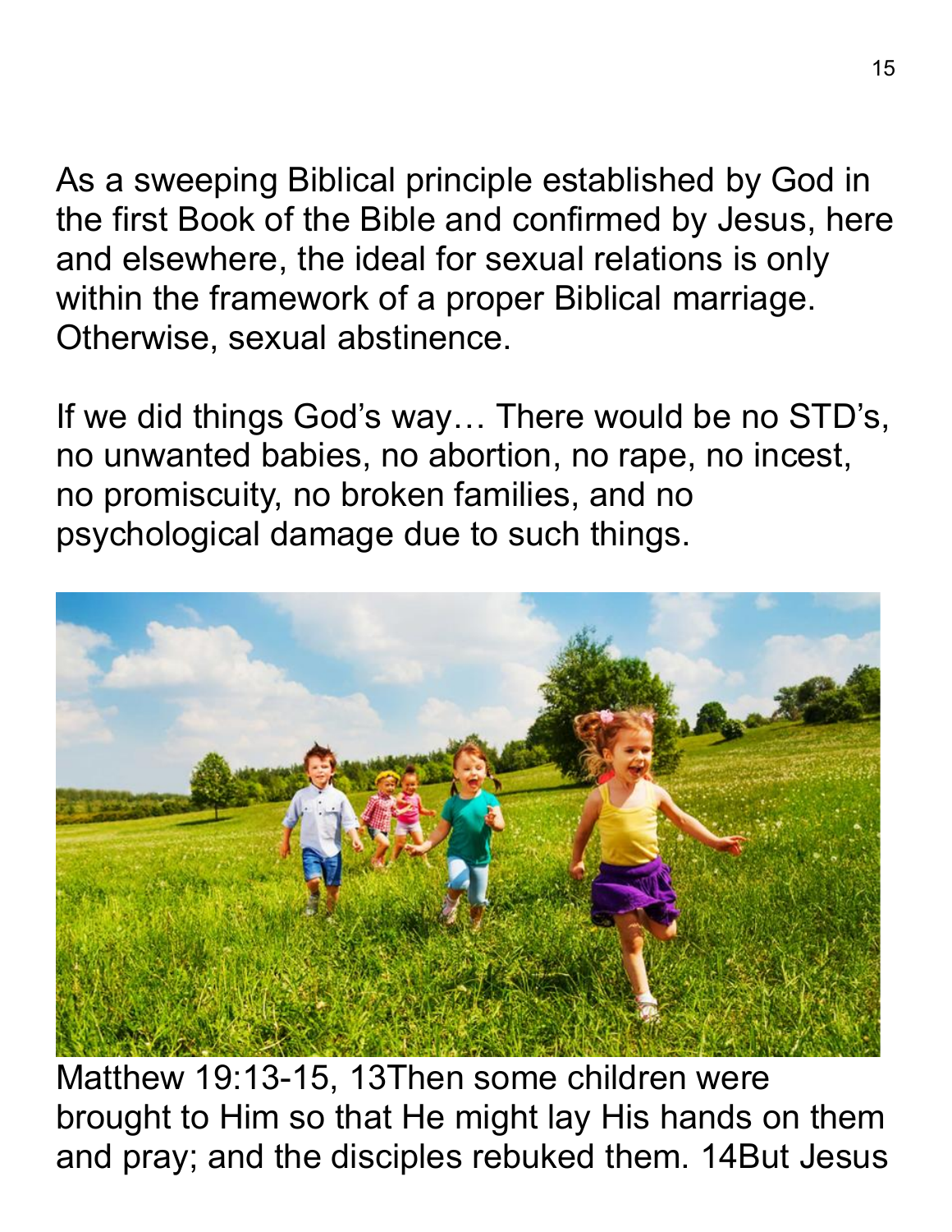As a sweeping Biblical principle established by God in the first Book of the Bible and confirmed by Jesus, here and elsewhere, the ideal for sexual relations is only within the framework of a proper Biblical marriage. Otherwise, sexual abstinence.

If we did things God's way… There would be no STD's, no unwanted babies, no abortion, no rape, no incest, no promiscuity, no broken families, and no psychological damage due to such things.

Matthew 19:13-15, 13Then some children were brought to Him so that He might lay His hands on them and pray; and the disciples rebuked them. 14But Jesus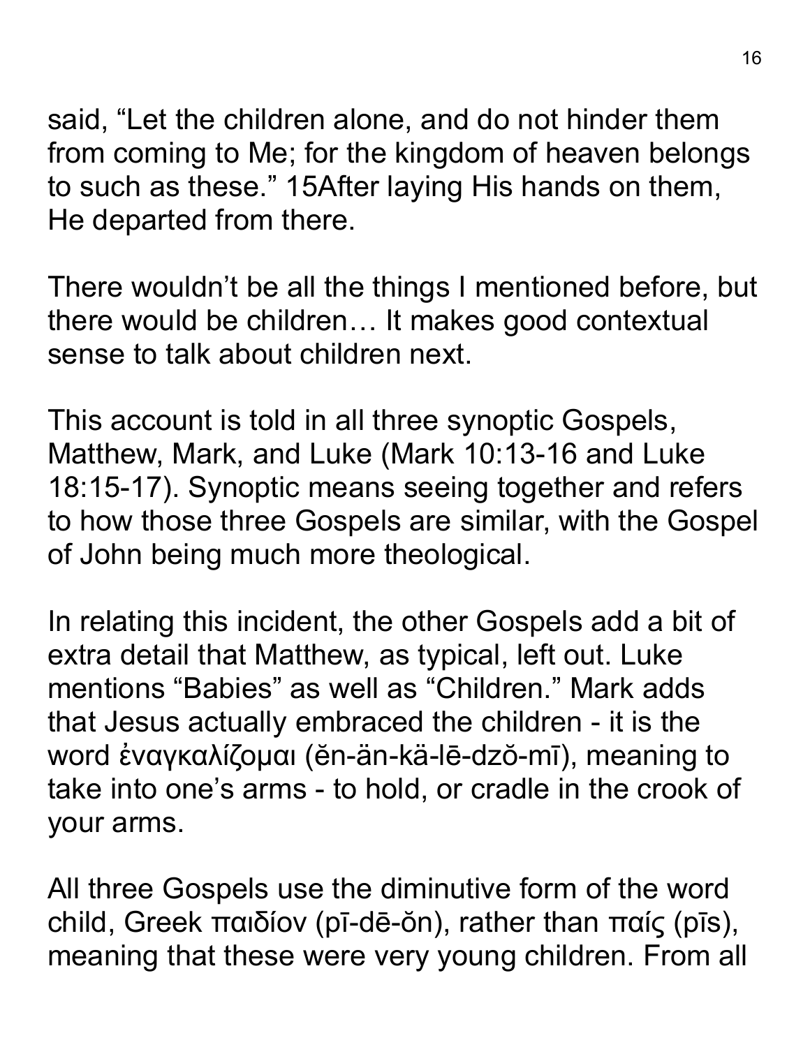said, “Let the children alone, and do not hinder them from coming to Me; for the kingdom of heaven belongs to such as these.” 15After laying His hands on them, He departed from there.

There wouldn’t be all the things I mentioned before, but there would be children… It makes good contextual sense to talk about children next.

This account is told in all three synoptic Gospels, Matthew, Mark, and Luke (Mark 10:13-16 and Luke 18:15-17). Synoptic means seeing together and refers to how those three Gospels are similar, with the Gospel of John being much more theological.

In relating this incident, the other Gospels add a bit of extra detail that Matthew, as typical, left out. Luke mentions “Babies” as well as “Children.” Mark adds that Jesus actually embraced the children - it is the word ἐναγκαλίζομαι (ĕn-än-kä-lē-dzŏ-mī), meaning to take into one’s arms - to hold, or cradle in the crook of your arms.

All three Gospels use the diminutive form of the word child, Greek παιδίον (pī-dē-ŏn), rather than παίς (pīs), meaning that these were very young children. From all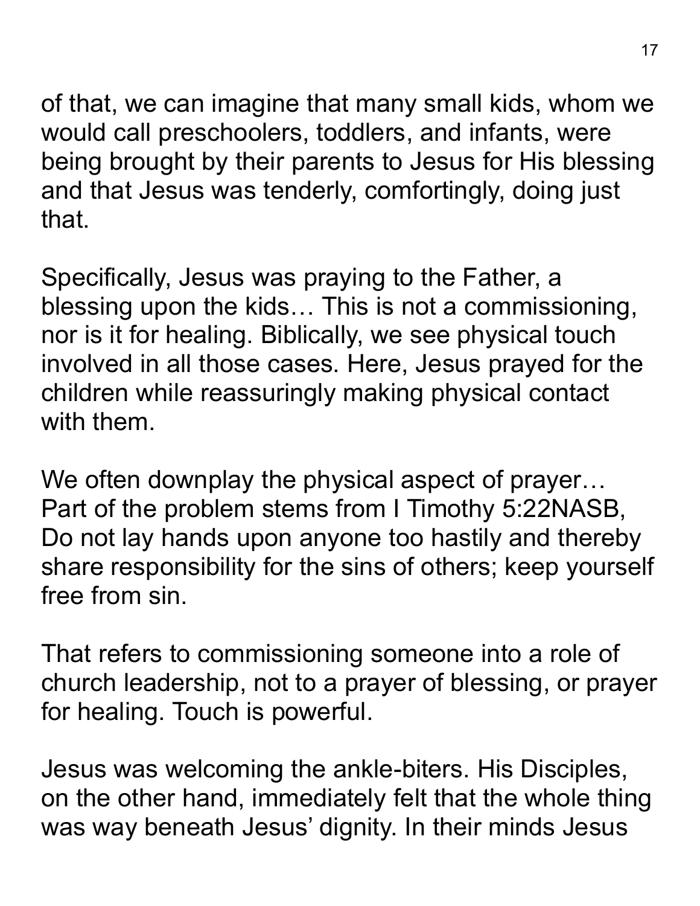of that, we can imagine that many small kids, whom we would call preschoolers, toddlers, and infants, were being brought by their parents to Jesus for His blessing and that Jesus was tenderly, comfortingly, doing just that.

Specifically, Jesus was praying to the Father, a blessing upon the kids… This is not a commissioning, nor is it for healing. Biblically, we see physical touch involved in all those cases. Here, Jesus prayed for the children while reassuringly making physical contact with them.

We often downplay the physical aspect of prayer… Part of the problem stems from I Timothy 5:22NASB, Do not lay hands upon anyone too hastily and thereby share responsibility for the sins of others; keep yourself free from sin.

That refers to commissioning someone into a role of church leadership, not to a prayer of blessing, or prayer for healing. Touch is powerful.

Jesus was welcoming the ankle-biters. His Disciples, on the other hand, immediately felt that the whole thing was way beneath Jesus' dignity. In their minds Jesus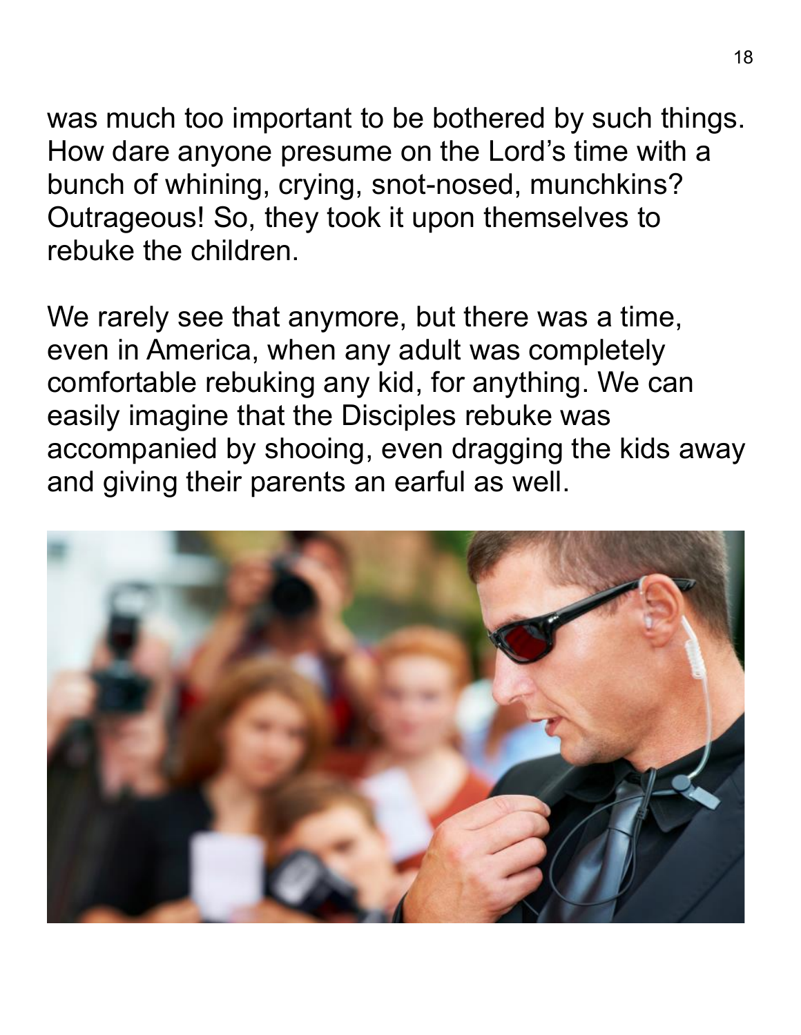was much too important to be bothered by such things. How dare anyone presume on the Lord's time with a bunch of whining, crying, snot-nosed, munchkins? Outrageous! So, they took it upon themselves to rebuke the children.

We rarely see that anymore, but there was a time, even in America, when any adult was completely comfortable rebuking any kid, for anything. We can easily imagine that the Disciples rebuke was accompanied by shooing, even dragging the kids away and giving their parents an earful as well.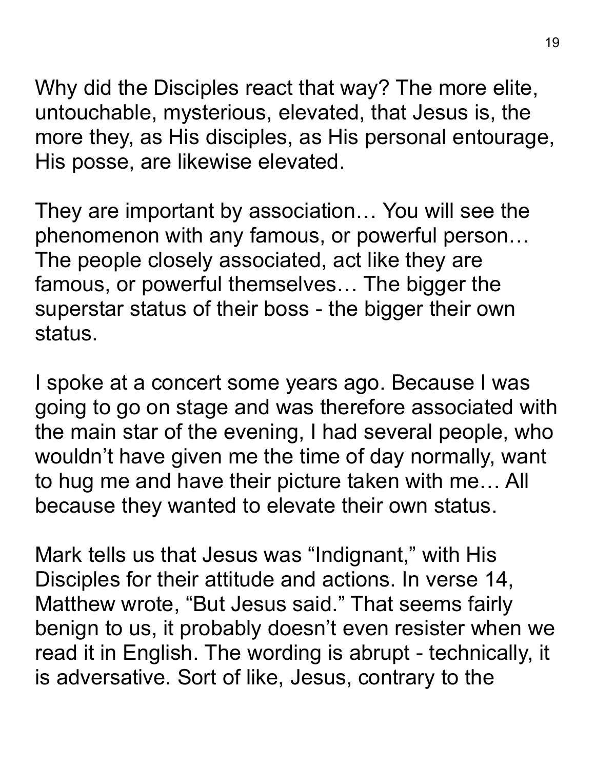Why did the Disciples react that way? The more elite, untouchable, mysterious, elevated, that Jesus is, the more they, as His disciples, as His personal entourage, His posse, are likewise elevated.

They are important by association… You will see the phenomenon with any famous, or powerful person… The people closely associated, act like they are famous, or powerful themselves… The bigger the superstar status of their boss - the bigger their own status.

I spoke at a concert some years ago. Because I was going to go on stage and was therefore associated with the main star of the evening, I had several people, who wouldn't have given me the time of day normally, want to hug me and have their picture taken with me… All because they wanted to elevate their own status.

Mark tells us that Jesus was "Indignant," with His Disciples for their attitude and actions. In verse 14, Matthew wrote, "But Jesus said." That seems fairly benign to us, it probably doesn't even resister when we read it in English. The wording is abrupt - technically, it is adversative. Sort of like, Jesus, contrary to the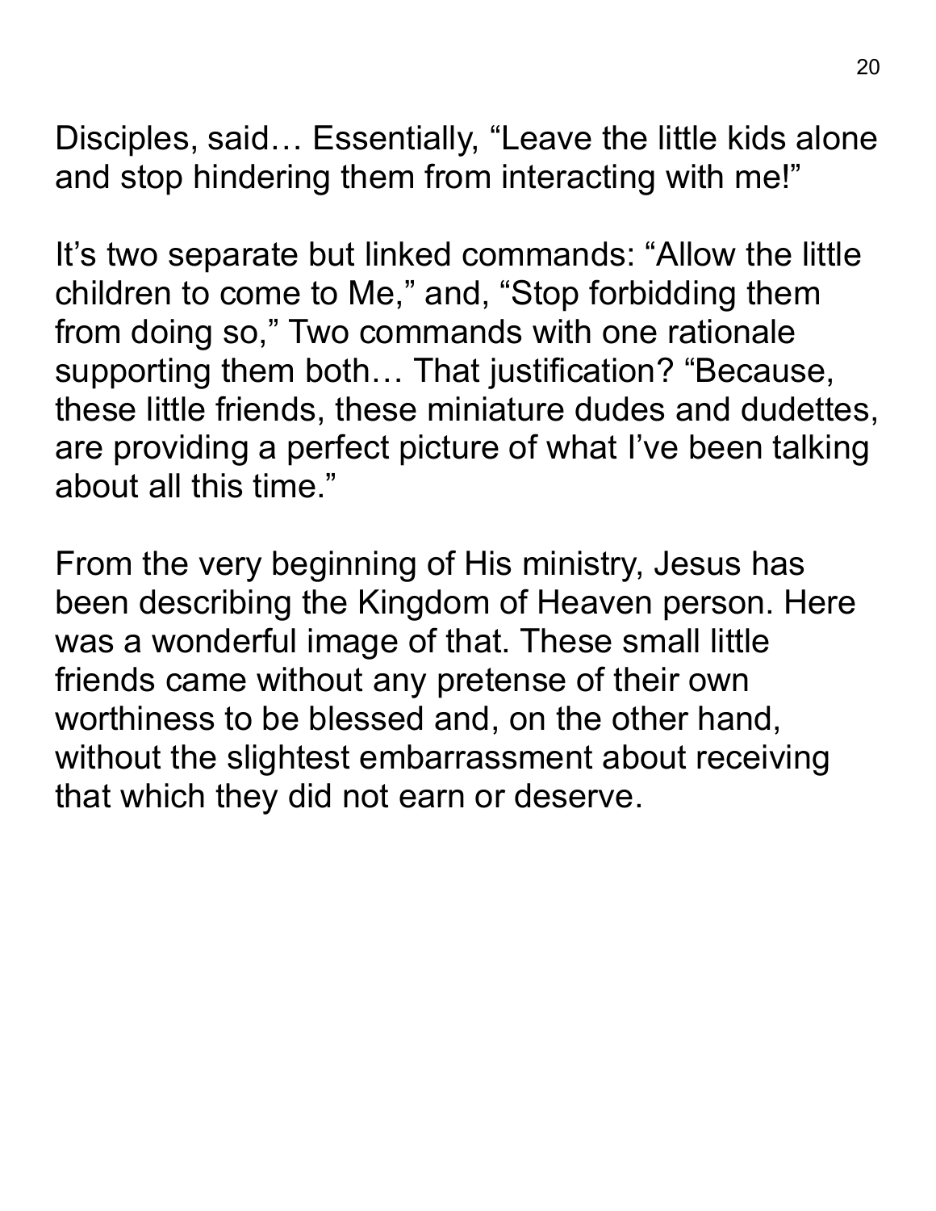Disciples, said… Essentially, “Leave the little kids alone and stop hindering them from interacting with me!”

It’s two separate but linked commands: “Allow the little children to come to Me,” and, “Stop forbidding them from doing so,” Two commands with one rationale supporting them both… That justification? “Because, these little friends, these miniature dudes and dudettes, are providing a perfect picture of what I’ve been talking about all this time.”

From the very beginning of His ministry, Jesus has been describing the Kingdom of Heaven person. Here was a wonderful image of that. These small little friends came without any pretense of their own worthiness to be blessed and, on the other hand, without the slightest embarrassment about receiving that which they did not earn or deserve.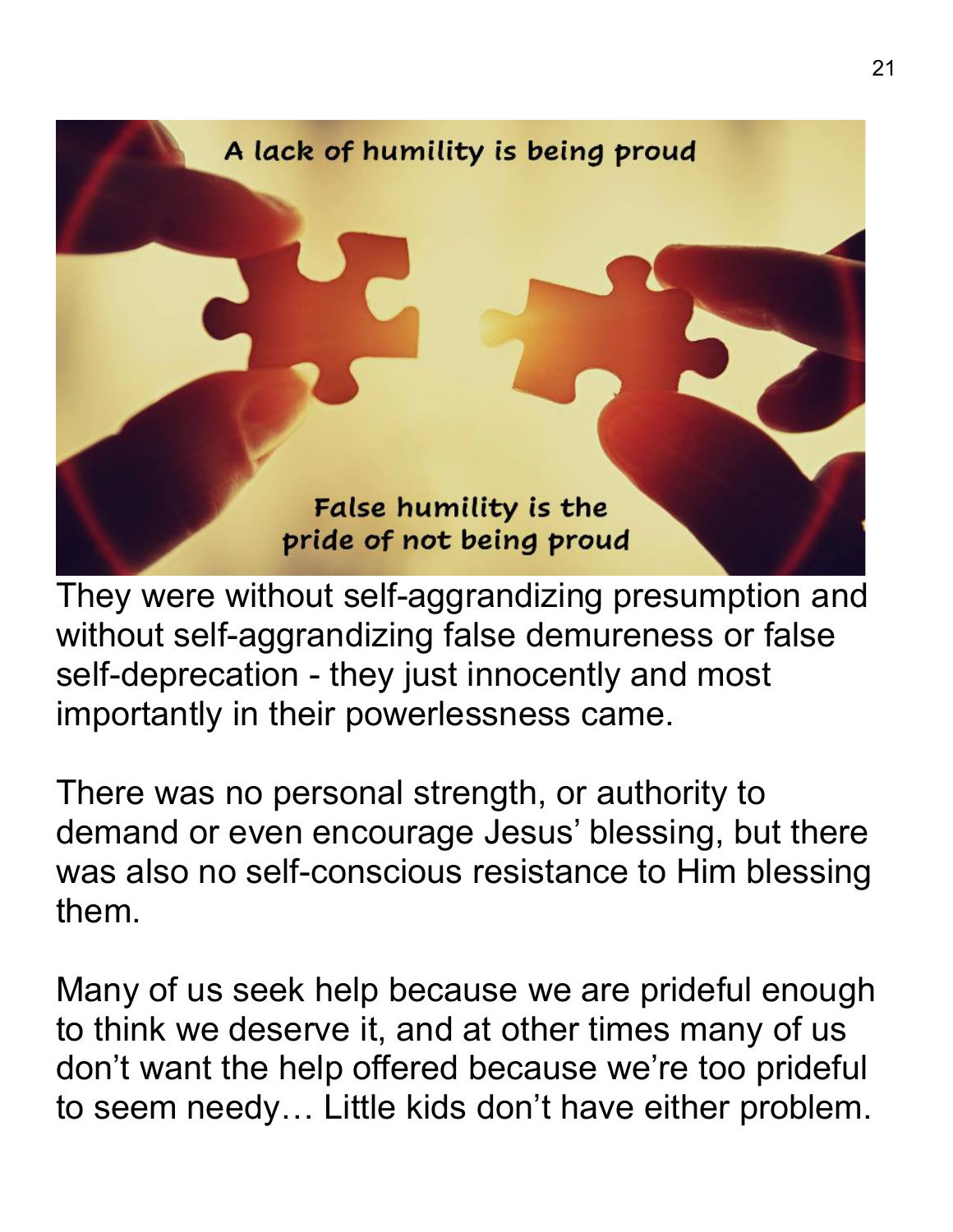A lack of humility is being proud

False humility is the pride of not being proud

They were without self-aggrandizing presumption and without self-aggrandizing false demureness or false self-deprecation - they just innocently and most importantly in their powerlessness came.

There was no personal strength, or authority to demand or even encourage Jesus' blessing, but there was also no self-conscious resistance to Him blessing them.

Many of us seek help because we are prideful enough to think we deserve it, and at other times many of us don't want the help offered because we're too prideful to seem needy… Little kids don't have either problem.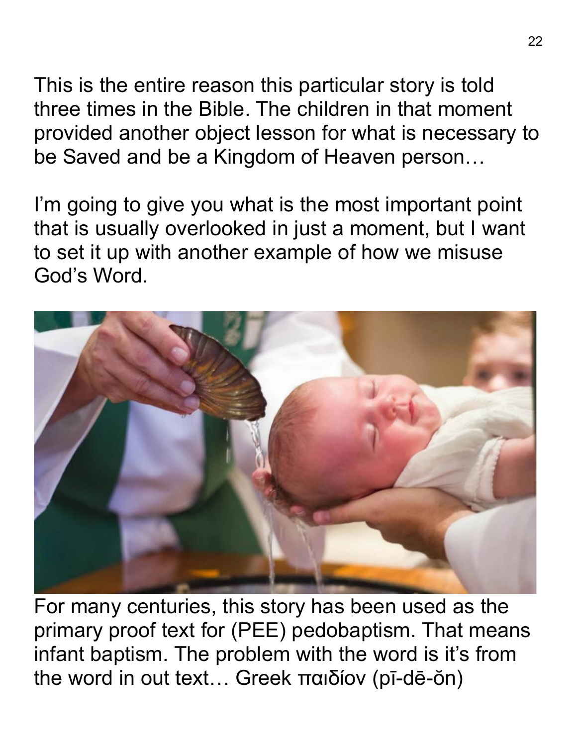This is the entire reason this particular story is told three times in the Bible. The children in that moment provided another object lesson for what is necessary to be Saved and be a Kingdom of Heaven person…

I'm going to give you what is the most important point that is usually overlooked in just a moment, but I want to set it up with another example of how we misuse God's Word.

For many centuries, this story has been used as the primary proof text for (PEE) pedobaptism. That means infant baptism. The problem with the word is it's from the word in out text… Greek παιδίον (pī-dē-ŏn)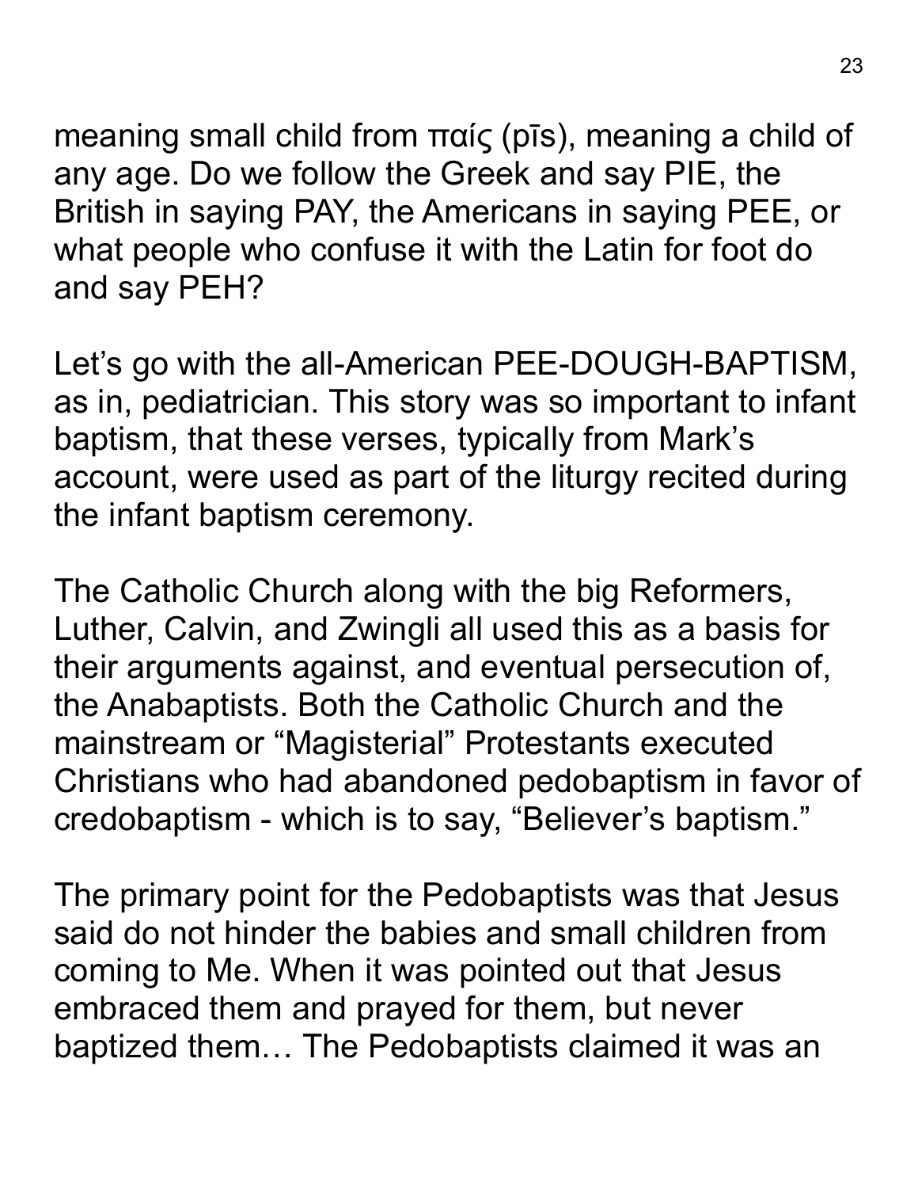meaning small child from παίς (pīs), meaning a child of any age. Do we follow the Greek and say PIE, the British in saying PAY, the Americans in saying PEE, or what people who confuse it with the Latin for foot do and say PEH?

Let's go with the all-American PEE-DOUGH-BAPTISM, as in, pediatrician. This story was so important to infant baptism, that these verses, typically from Mark's account, were used as part of the liturgy recited during the infant baptism ceremony.

The Catholic Church along with the big Reformers, Luther, Calvin, and Zwingli all used this as a basis for their arguments against, and eventual persecution of, the Anabaptists. Both the Catholic Church and the mainstream or "Magisterial" Protestants executed Christians who had abandoned pedobaptism in favor of credobaptism - which is to say, "Believer's baptism."

The primary point for the Pedobaptists was that Jesus said do not hinder the babies and small children from coming to Me. When it was pointed out that Jesus embraced them and prayed for them, but never baptized them… The Pedobaptists claimed it was an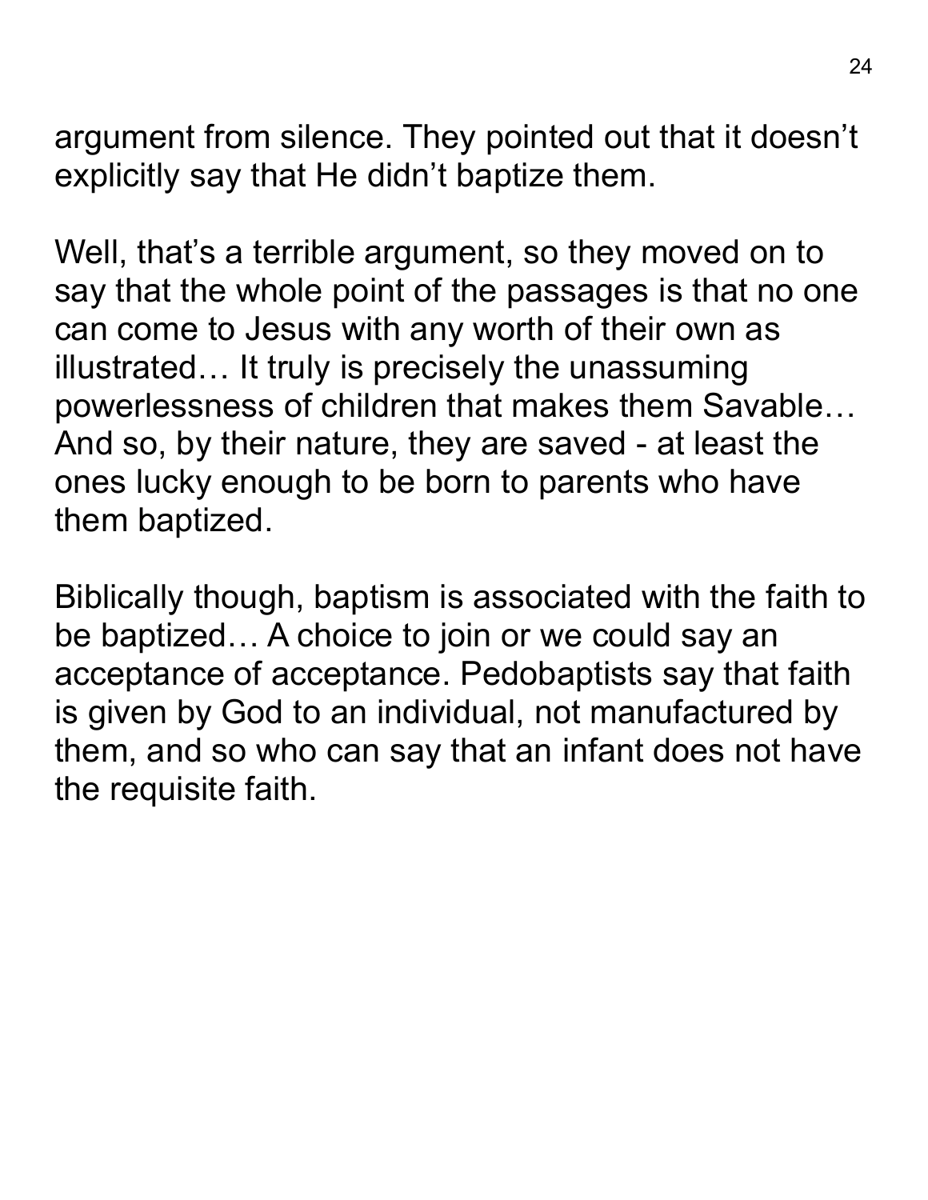argument from silence. They pointed out that it doesn't explicitly say that He didn't baptize them.

Well, that's a terrible argument, so they moved on to say that the whole point of the passages is that no one can come to Jesus with any worth of their own as illustrated… It truly is precisely the unassuming powerlessness of children that makes them Savable… And so, by their nature, they are saved - at least the ones lucky enough to be born to parents who have them baptized.

Biblically though, baptism is associated with the faith to be baptized… A choice to join or we could say an acceptance of acceptance. Pedobaptists say that faith is given by God to an individual, not manufactured by them, and so who can say that an infant does not have the requisite faith.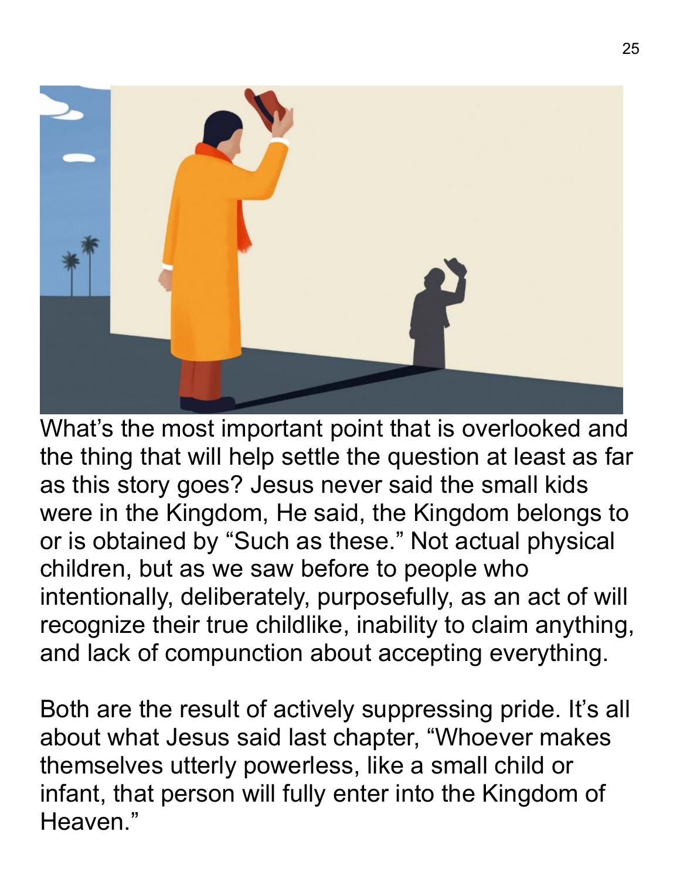What's the most important point that is overlooked and the thing that will help settle the question at least as far as this story goes? Jesus never said the small kids were in the Kingdom, He said, the Kingdom belongs to or is obtained by "Such as these." Not actual physical children, but as we saw before to people who intentionally, deliberately, purposefully, as an act of will recognize their true childlike, inability to claim anything, and lack of compunction about accepting everything.

Both are the result of actively suppressing pride. It's all about what Jesus said last chapter, "Whoever makes themselves utterly powerless, like a small child or infant, that person will fully enter into the Kingdom of Heaven."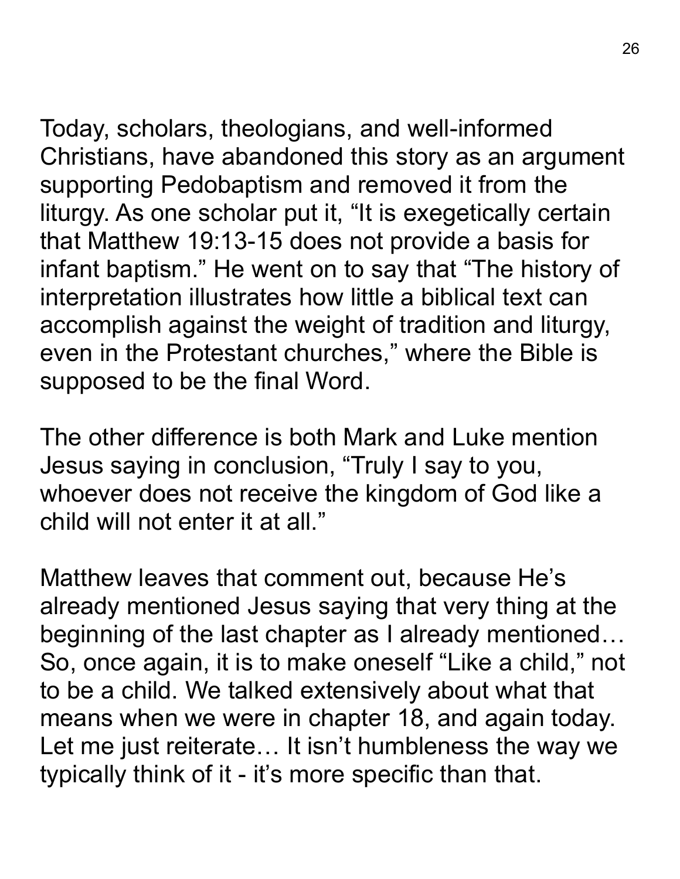Today, scholars, theologians, and well-informed Christians, have abandoned this story as an argument supporting Pedobaptism and removed it from the liturgy. As one scholar put it, “It is exegetically certain that Matthew 19:13-15 does not provide a basis for infant baptism.” He went on to say that “The history of interpretation illustrates how little a biblical text can accomplish against the weight of tradition and liturgy, even in the Protestant churches,” where the Bible is supposed to be the final Word.

The other difference is both Mark and Luke mention Jesus saying in conclusion, “Truly I say to you, whoever does not receive the kingdom of God like a child will not enter it at all.”

Matthew leaves that comment out, because He’s already mentioned Jesus saying that very thing at the beginning of the last chapter as I already mentioned… So, once again, it is to make oneself “Like a child,” not to be a child. We talked extensively about what that means when we were in chapter 18, and again today. Let me just reiterate… It isn’t humbleness the way we typically think of it - it’s more specific than that.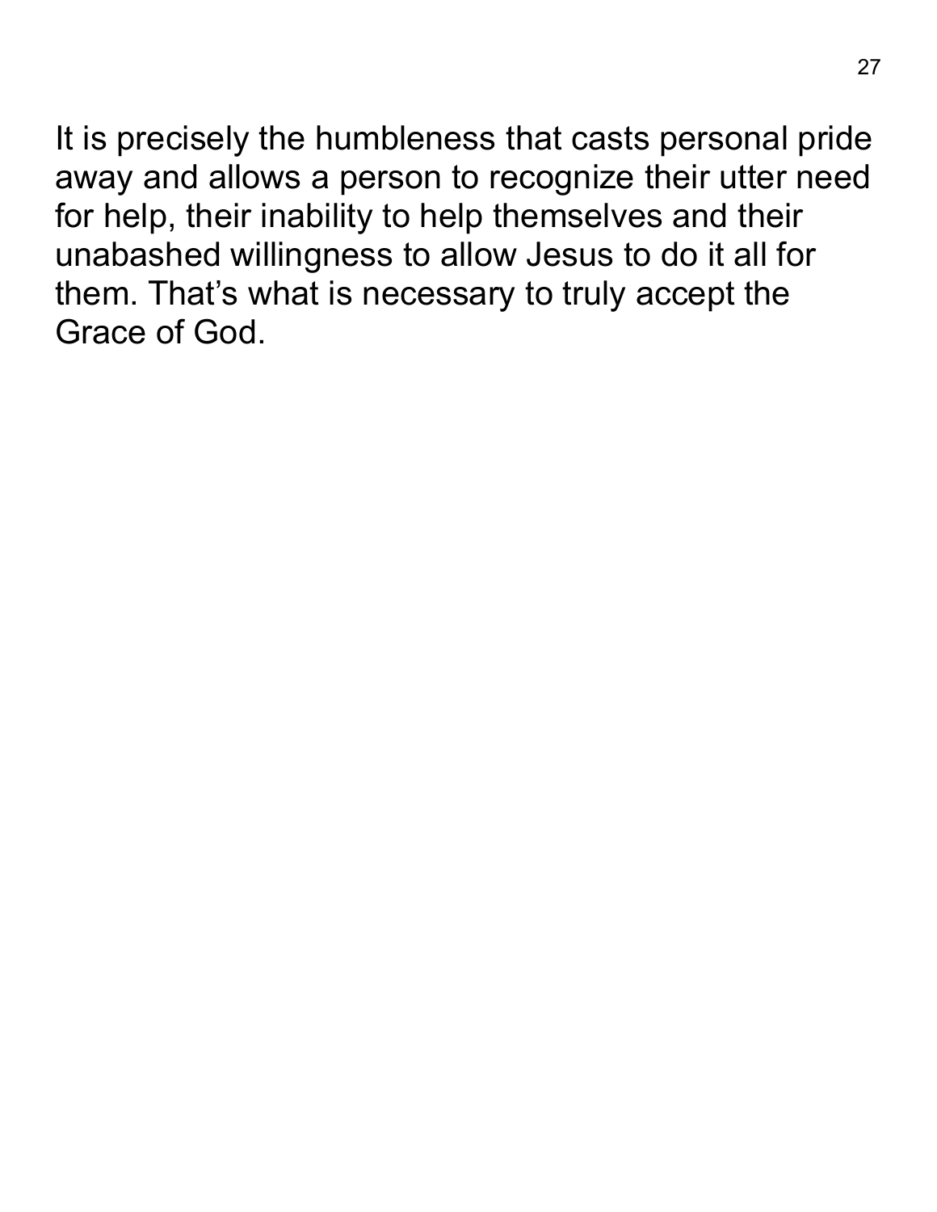It is precisely the humbleness that casts personal pride away and allows a person to recognize their utter need for help, their inability to help themselves and their unabashed willingness to allow Jesus to do it all for them. That's what is necessary to truly accept the Grace of God.